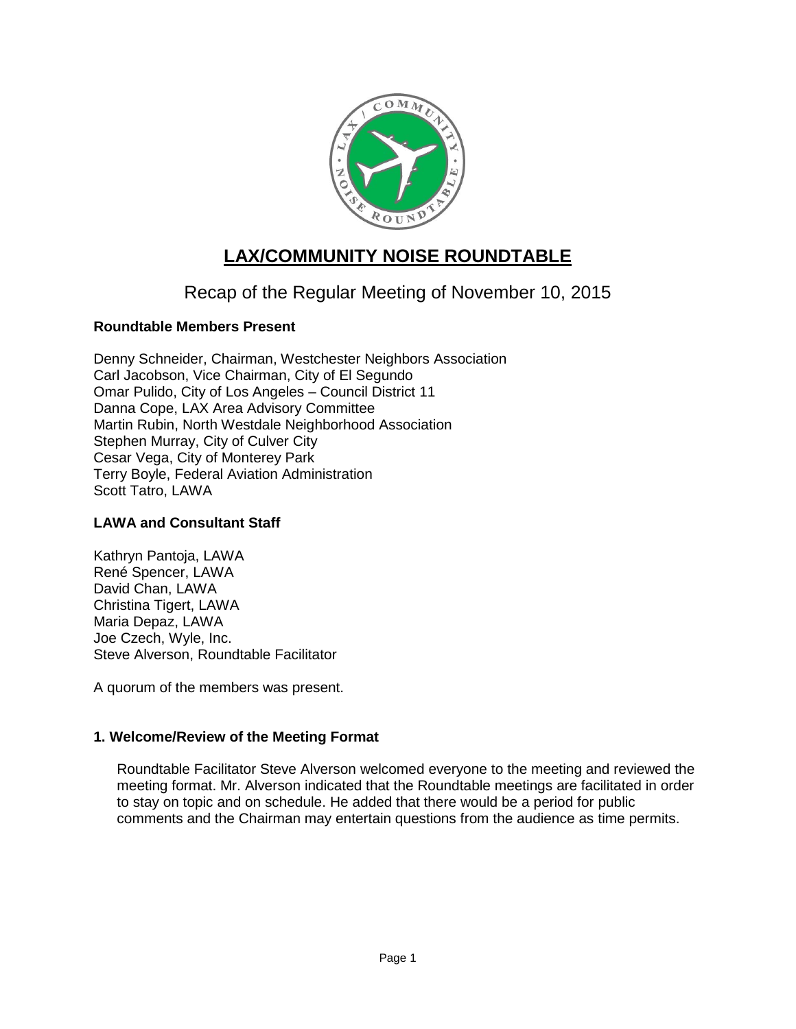# LAX/COMMUNITY NOISE ROUNDTABLE

## Recap of the Regular Meeting of November 10, 2015

**Roundtable Members Present**

Denny Schneider, Chairman, Westchester Neighbors Association
Carl Jacobson, Vice Chairman, City of El Segundo
Omar Pulido, City of Los Angeles – Council District 11
Danna Cope, LAX Area Advisory Committee
Martin Rubin, North Westdale Neighborhood Association
Stephen Murray, City of Culver City
Cesar Vega, City of Monterey Park
Terry Boyle, Federal Aviation Administration
Scott Tatro, LAWA

**LAWA and Consultant Staff**

Kathryn Pantoja, LAWA
René Spencer, LAWA
David Chan, LAWA
Christina Tigert, LAWA
Maria Depaz, LAWA
Joe Czech, Wyle, Inc.
Steve Alverson, Roundtable Facilitator

A quorum of the members was present.

### 1. Welcome/Review of the Meeting Format

Roundtable Facilitator Steve Alverson welcomed everyone to the meeting and reviewed the meeting format. Mr. Alverson indicated that the Roundtable meetings are facilitated in order to stay on topic and on schedule. He added that there would be a period for public comments and the Chairman may entertain questions from the audience as time permits.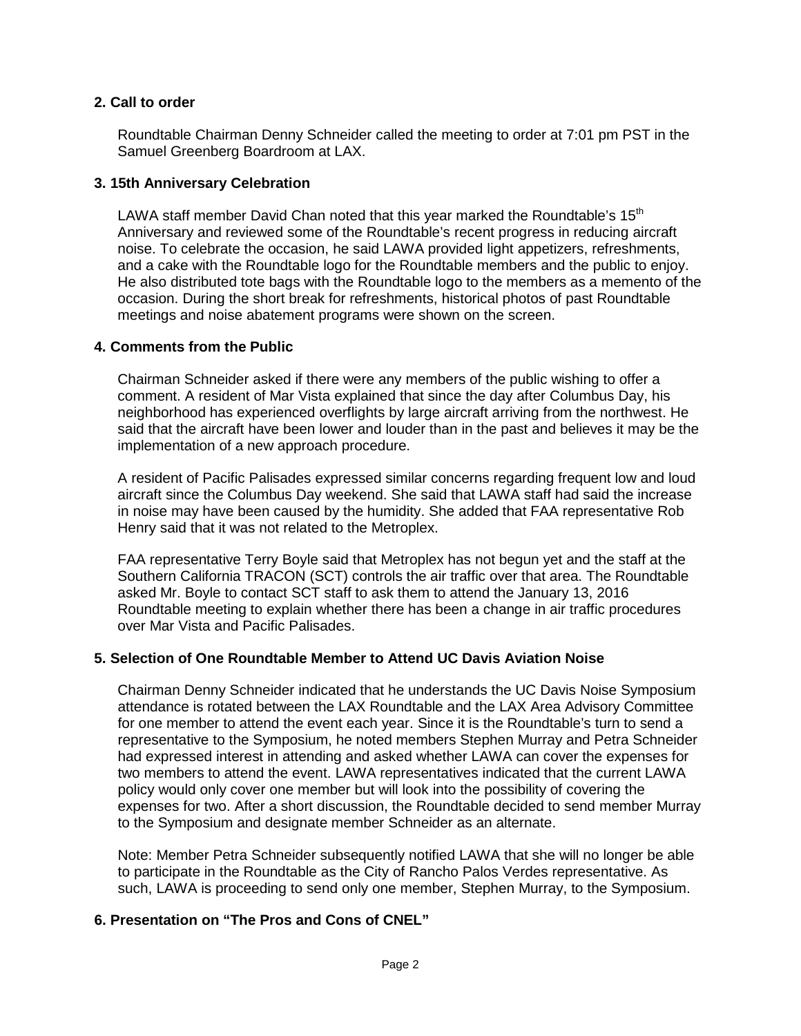## 2. Call to order

Roundtable Chairman Denny Schneider called the meeting to order at 7:01 pm PST in the Samuel Greenberg Boardroom at LAX.

## 3. 15th Anniversary Celebration

LAWA staff member David Chan noted that this year marked the Roundtable's 15th Anniversary and reviewed some of the Roundtable's recent progress in reducing aircraft noise. To celebrate the occasion, he said LAWA provided light appetizers, refreshments, and a cake with the Roundtable logo for the Roundtable members and the public to enjoy. He also distributed tote bags with the Roundtable logo to the members as a memento of the occasion. During the short break for refreshments, historical photos of past Roundtable meetings and noise abatement programs were shown on the screen.

## 4. Comments from the Public

Chairman Schneider asked if there were any members of the public wishing to offer a comment. A resident of Mar Vista explained that since the day after Columbus Day, his neighborhood has experienced overflights by large aircraft arriving from the northwest. He said that the aircraft have been lower and louder than in the past and believes it may be the implementation of a new approach procedure.

A resident of Pacific Palisades expressed similar concerns regarding frequent low and loud aircraft since the Columbus Day weekend. She said that LAWA staff had said the increase in noise may have been caused by the humidity. She added that FAA representative Rob Henry said that it was not related to the Metroplex.

FAA representative Terry Boyle said that Metroplex has not begun yet and the staff at the Southern California TRACON (SCT) controls the air traffic over that area. The Roundtable asked Mr. Boyle to contact SCT staff to ask them to attend the January 13, 2016 Roundtable meeting to explain whether there has been a change in air traffic procedures over Mar Vista and Pacific Palisades.

## 5. Selection of One Roundtable Member to Attend UC Davis Aviation Noise

Chairman Denny Schneider indicated that he understands the UC Davis Noise Symposium attendance is rotated between the LAX Roundtable and the LAX Area Advisory Committee for one member to attend the event each year. Since it is the Roundtable's turn to send a representative to the Symposium, he noted members Stephen Murray and Petra Schneider had expressed interest in attending and asked whether LAWA can cover the expenses for two members to attend the event. LAWA representatives indicated that the current LAWA policy would only cover one member but will look into the possibility of covering the expenses for two. After a short discussion, the Roundtable decided to send member Murray to the Symposium and designate member Schneider as an alternate.

Note: Member Petra Schneider subsequently notified LAWA that she will no longer be able to participate in the Roundtable as the City of Rancho Palos Verdes representative. As such, LAWA is proceeding to send only one member, Stephen Murray, to the Symposium.

## 6. Presentation on "The Pros and Cons of CNEL"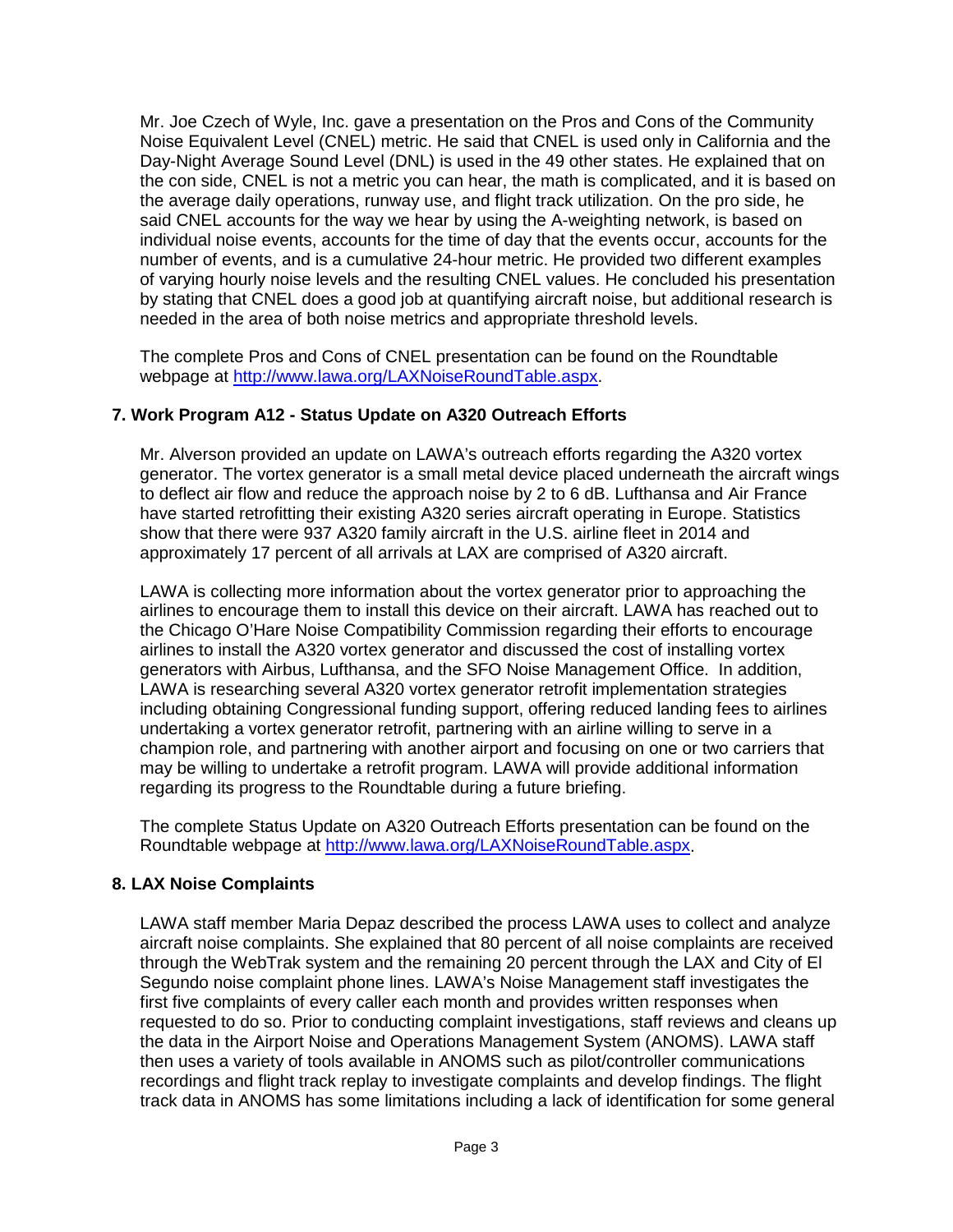Mr. Joe Czech of Wyle, Inc. gave a presentation on the Pros and Cons of the Community Noise Equivalent Level (CNEL) metric. He said that CNEL is used only in California and the Day-Night Average Sound Level (DNL) is used in the 49 other states. He explained that on the con side, CNEL is not a metric you can hear, the math is complicated, and it is based on the average daily operations, runway use, and flight track utilization. On the pro side, he said CNEL accounts for the way we hear by using the A-weighting network, is based on individual noise events, accounts for the time of day that the events occur, accounts for the number of events, and is a cumulative 24-hour metric. He provided two different examples of varying hourly noise levels and the resulting CNEL values. He concluded his presentation by stating that CNEL does a good job at quantifying aircraft noise, but additional research is needed in the area of both noise metrics and appropriate threshold levels.

The complete Pros and Cons of CNEL presentation can be found on the Roundtable webpage at http://www.lawa.org/LAXNoiseRoundTable.aspx.

### 7. Work Program A12 - Status Update on A320 Outreach Efforts

Mr. Alverson provided an update on LAWA's outreach efforts regarding the A320 vortex generator. The vortex generator is a small metal device placed underneath the aircraft wings to deflect air flow and reduce the approach noise by 2 to 6 dB. Lufthansa and Air France have started retrofitting their existing A320 series aircraft operating in Europe. Statistics show that there were 937 A320 family aircraft in the U.S. airline fleet in 2014 and approximately 17 percent of all arrivals at LAX are comprised of A320 aircraft.

LAWA is collecting more information about the vortex generator prior to approaching the airlines to encourage them to install this device on their aircraft. LAWA has reached out to the Chicago O'Hare Noise Compatibility Commission regarding their efforts to encourage airlines to install the A320 vortex generator and discussed the cost of installing vortex generators with Airbus, Lufthansa, and the SFO Noise Management Office. In addition, LAWA is researching several A320 vortex generator retrofit implementation strategies including obtaining Congressional funding support, offering reduced landing fees to airlines undertaking a vortex generator retrofit, partnering with an airline willing to serve in a champion role, and partnering with another airport and focusing on one or two carriers that may be willing to undertake a retrofit program. LAWA will provide additional information regarding its progress to the Roundtable during a future briefing.

The complete Status Update on A320 Outreach Efforts presentation can be found on the Roundtable webpage at http://www.lawa.org/LAXNoiseRoundTable.aspx.

### 8. LAX Noise Complaints

LAWA staff member Maria Depaz described the process LAWA uses to collect and analyze aircraft noise complaints. She explained that 80 percent of all noise complaints are received through the WebTrak system and the remaining 20 percent through the LAX and City of El Segundo noise complaint phone lines. LAWA's Noise Management staff investigates the first five complaints of every caller each month and provides written responses when requested to do so. Prior to conducting complaint investigations, staff reviews and cleans up the data in the Airport Noise and Operations Management System (ANOMS). LAWA staff then uses a variety of tools available in ANOMS such as pilot/controller communications recordings and flight track replay to investigate complaints and develop findings. The flight track data in ANOMS has some limitations including a lack of identification for some general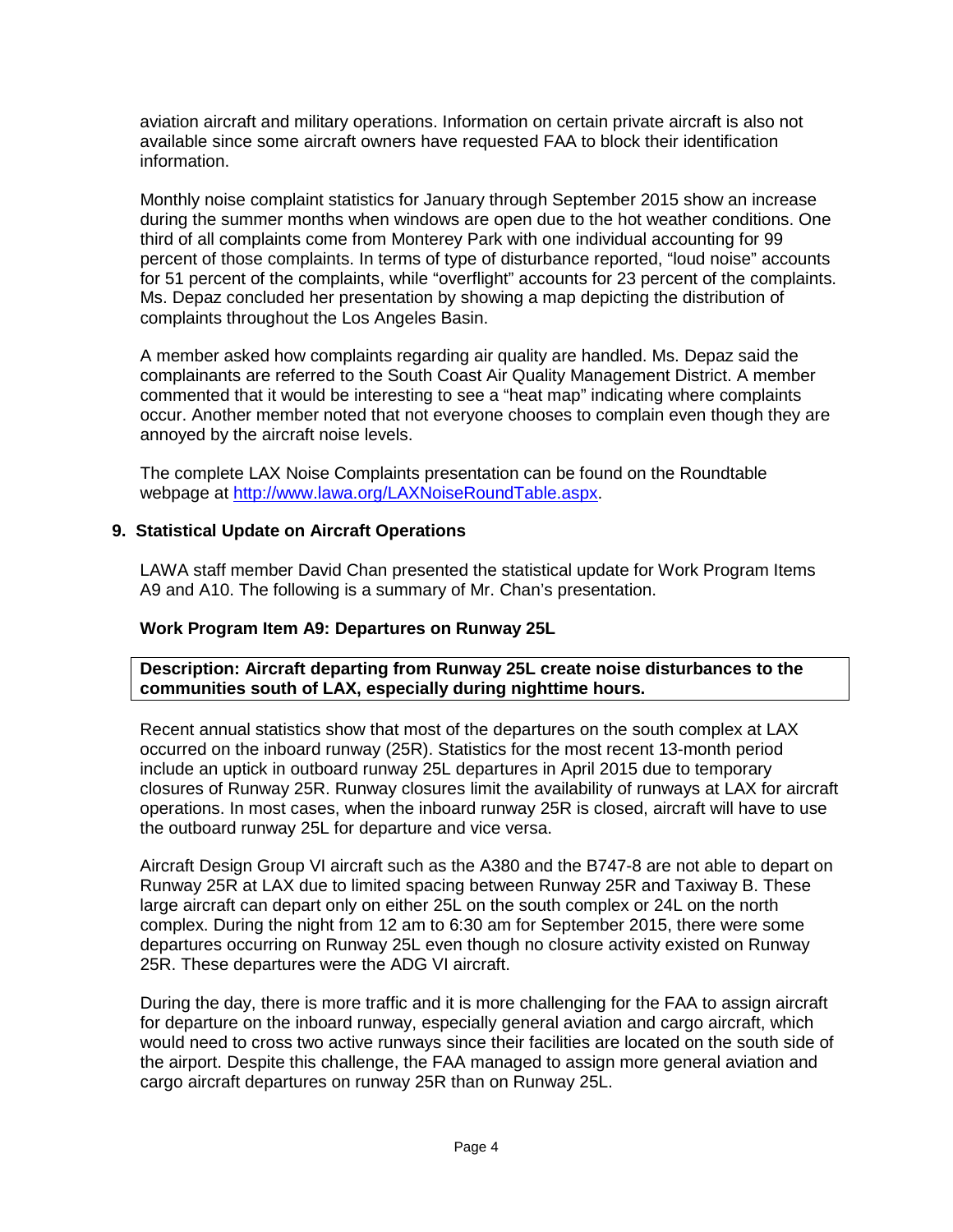aviation aircraft and military operations. Information on certain private aircraft is also not available since some aircraft owners have requested FAA to block their identification information.

Monthly noise complaint statistics for January through September 2015 show an increase during the summer months when windows are open due to the hot weather conditions. One third of all complaints come from Monterey Park with one individual accounting for 99 percent of those complaints. In terms of type of disturbance reported, “loud noise” accounts for 51 percent of the complaints, while “overflight” accounts for 23 percent of the complaints. Ms. Depaz concluded her presentation by showing a map depicting the distribution of complaints throughout the Los Angeles Basin.

A member asked how complaints regarding air quality are handled. Ms. Depaz said the complainants are referred to the South Coast Air Quality Management District. A member commented that it would be interesting to see a “heat map” indicating where complaints occur. Another member noted that not everyone chooses to complain even though they are annoyed by the aircraft noise levels.

The complete LAX Noise Complaints presentation can be found on the Roundtable webpage at [http://www.lawa.org/LAXNoiseRoundTable.aspx](http://www.lawa.org/LAXNoiseRoundTable.aspx).

## 9. Statistical Update on Aircraft Operations

LAWA staff member David Chan presented the statistical update for Work Program Items A9 and A10. The following is a summary of Mr. Chan’s presentation.

### Work Program Item A9: Departures on Runway 25L

**Description: Aircraft departing from Runway 25L create noise disturbances to the communities south of LAX, especially during nighttime hours.**

Recent annual statistics show that most of the departures on the south complex at LAX occurred on the inboard runway (25R). Statistics for the most recent 13-month period include an uptick in outboard runway 25L departures in April 2015 due to temporary closures of Runway 25R. Runway closures limit the availability of runways at LAX for aircraft operations. In most cases, when the inboard runway 25R is closed, aircraft will have to use the outboard runway 25L for departure and vice versa.

Aircraft Design Group VI aircraft such as the A380 and the B747-8 are not able to depart on Runway 25R at LAX due to limited spacing between Runway 25R and Taxiway B. These large aircraft can depart only on either 25L on the south complex or 24L on the north complex. During the night from 12 am to 6:30 am for September 2015, there were some departures occurring on Runway 25L even though no closure activity existed on Runway 25R. These departures were the ADG VI aircraft.

During the day, there is more traffic and it is more challenging for the FAA to assign aircraft for departure on the inboard runway, especially general aviation and cargo aircraft, which would need to cross two active runways since their facilities are located on the south side of the airport. Despite this challenge, the FAA managed to assign more general aviation and cargo aircraft departures on runway 25R than on Runway 25L.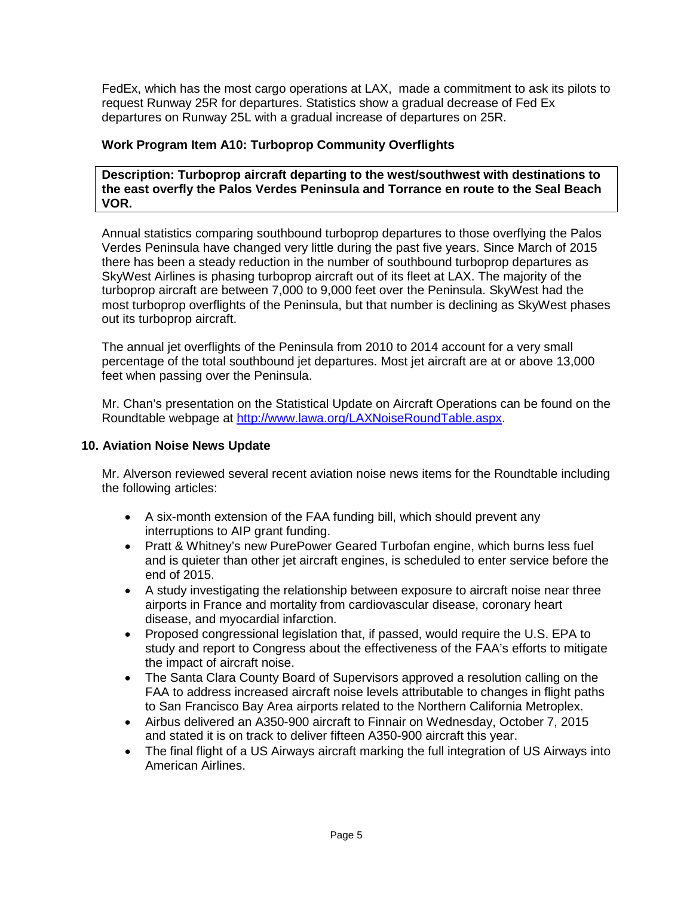FedEx, which has the most cargo operations at LAX, made a commitment to ask its pilots to request Runway 25R for departures. Statistics show a gradual decrease of Fed Ex departures on Runway 25L with a gradual increase of departures on 25R.

**Work Program Item A10: Turboprop Community Overflights**

**Description: Turboprop aircraft departing to the west/southwest with destinations to the east overfly the Palos Verdes Peninsula and Torrance en route to the Seal Beach VOR.**

Annual statistics comparing southbound turboprop departures to those overflying the Palos Verdes Peninsula have changed very little during the past five years. Since March of 2015 there has been a steady reduction in the number of southbound turboprop departures as SkyWest Airlines is phasing turboprop aircraft out of its fleet at LAX. The majority of the turboprop aircraft are between 7,000 to 9,000 feet over the Peninsula. SkyWest had the most turboprop overflights of the Peninsula, but that number is declining as SkyWest phases out its turboprop aircraft.

The annual jet overflights of the Peninsula from 2010 to 2014 account for a very small percentage of the total southbound jet departures. Most jet aircraft are at or above 13,000 feet when passing over the Peninsula.

Mr. Chan's presentation on the Statistical Update on Aircraft Operations can be found on the Roundtable webpage at http://www.lawa.org/LAXNoiseRoundTable.aspx.

### 10. Aviation Noise News Update

Mr. Alverson reviewed several recent aviation noise news items for the Roundtable including the following articles:

- A six-month extension of the FAA funding bill, which should prevent any interruptions to AIP grant funding.
- Pratt & Whitney's new PurePower Geared Turbofan engine, which burns less fuel and is quieter than other jet aircraft engines, is scheduled to enter service before the end of 2015.
- A study investigating the relationship between exposure to aircraft noise near three airports in France and mortality from cardiovascular disease, coronary heart disease, and myocardial infarction.
- Proposed congressional legislation that, if passed, would require the U.S. EPA to study and report to Congress about the effectiveness of the FAA's efforts to mitigate the impact of aircraft noise.
- The Santa Clara County Board of Supervisors approved a resolution calling on the FAA to address increased aircraft noise levels attributable to changes in flight paths to San Francisco Bay Area airports related to the Northern California Metroplex.
- Airbus delivered an A350-900 aircraft to Finnair on Wednesday, October 7, 2015 and stated it is on track to deliver fifteen A350-900 aircraft this year.
- The final flight of a US Airways aircraft marking the full integration of US Airways into American Airlines.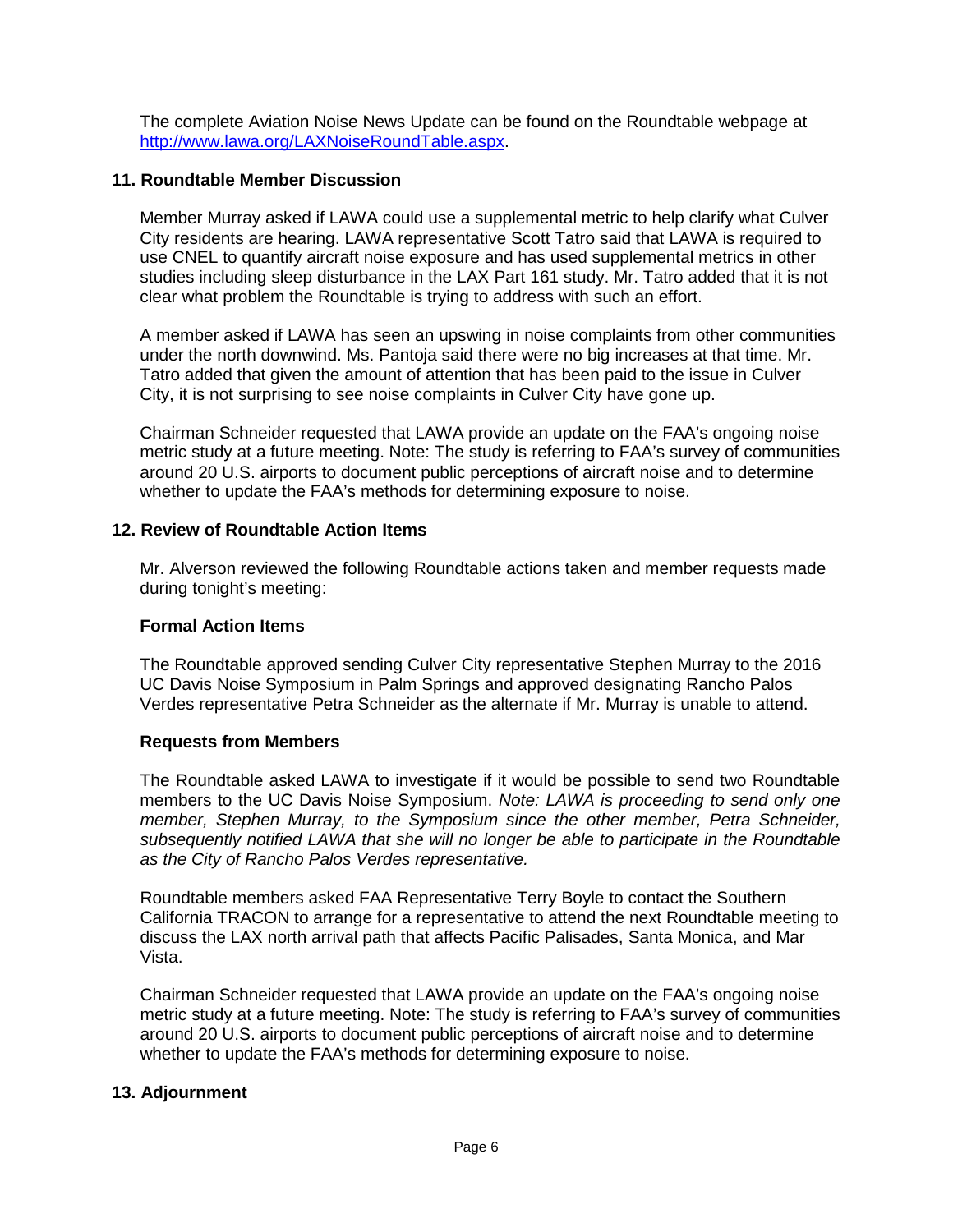The complete Aviation Noise News Update can be found on the Roundtable webpage at [http://www.lawa.org/LAXNoiseRoundTable.aspx](http://www.lawa.org/LAXNoiseRoundTable.aspx).

## 11. Roundtable Member Discussion

Member Murray asked if LAWA could use a supplemental metric to help clarify what Culver City residents are hearing. LAWA representative Scott Tatro said that LAWA is required to use CNEL to quantify aircraft noise exposure and has used supplemental metrics in other studies including sleep disturbance in the LAX Part 161 study. Mr. Tatro added that it is not clear what problem the Roundtable is trying to address with such an effort.

A member asked if LAWA has seen an upswing in noise complaints from other communities under the north downwind. Ms. Pantoja said there were no big increases at that time. Mr. Tatro added that given the amount of attention that has been paid to the issue in Culver City, it is not surprising to see noise complaints in Culver City have gone up.

Chairman Schneider requested that LAWA provide an update on the FAA's ongoing noise metric study at a future meeting. Note: The study is referring to FAA's survey of communities around 20 U.S. airports to document public perceptions of aircraft noise and to determine whether to update the FAA's methods for determining exposure to noise.

## 12. Review of Roundtable Action Items

Mr. Alverson reviewed the following Roundtable actions taken and member requests made during tonight's meeting:

### Formal Action Items

The Roundtable approved sending Culver City representative Stephen Murray to the 2016 UC Davis Noise Symposium in Palm Springs and approved designating Rancho Palos Verdes representative Petra Schneider as the alternate if Mr. Murray is unable to attend.

### Requests from Members

The Roundtable asked LAWA to investigate if it would be possible to send two Roundtable members to the UC Davis Noise Symposium. *Note: LAWA is proceeding to send only one member, Stephen Murray, to the Symposium since the other member, Petra Schneider, subsequently notified LAWA that she will no longer be able to participate in the Roundtable as the City of Rancho Palos Verdes representative.*

Roundtable members asked FAA Representative Terry Boyle to contact the Southern California TRACON to arrange for a representative to attend the next Roundtable meeting to discuss the LAX north arrival path that affects Pacific Palisades, Santa Monica, and Mar Vista.

Chairman Schneider requested that LAWA provide an update on the FAA's ongoing noise metric study at a future meeting. Note: The study is referring to FAA's survey of communities around 20 U.S. airports to document public perceptions of aircraft noise and to determine whether to update the FAA's methods for determining exposure to noise.

## 13. Adjournment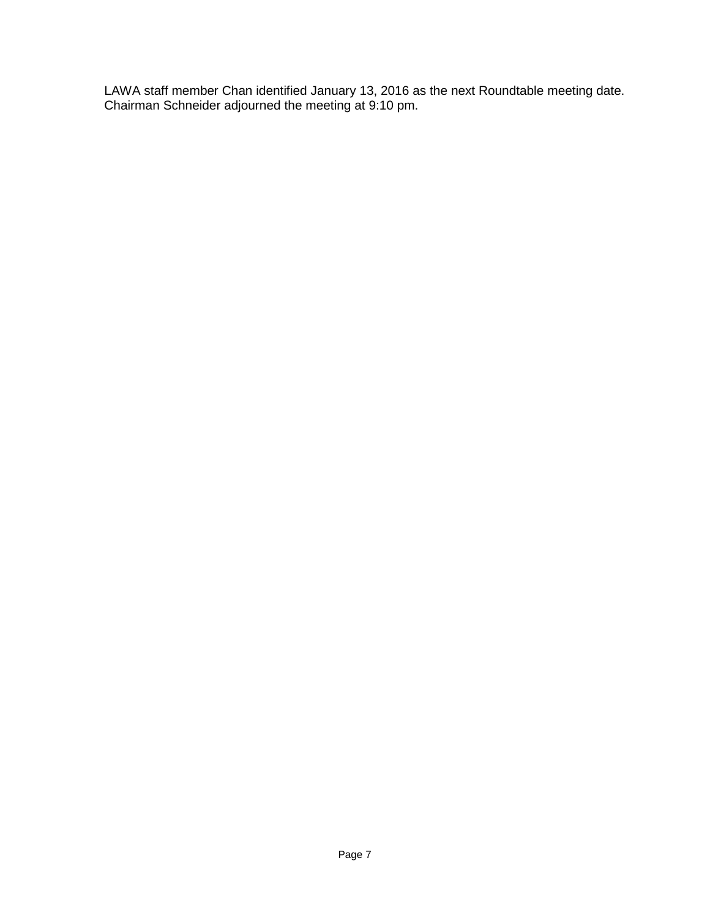LAWA staff member Chan identified January 13, 2016 as the next Roundtable meeting date. Chairman Schneider adjourned the meeting at 9:10 pm.